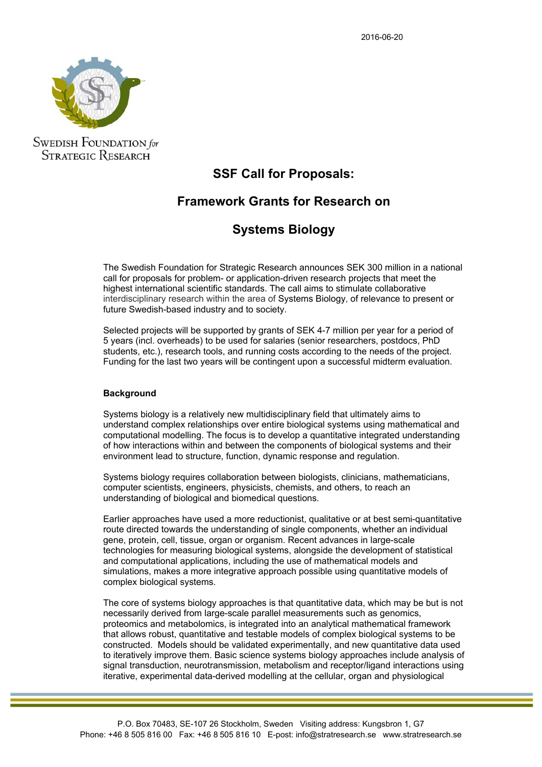2016-06-20

Swedish Foundation for Strategic Research

# SSF Call for Proposals:

# Framework Grants for Research on

# Systems Biology

The Swedish Foundation for Strategic Research announces SEK 300 million in a national call for proposals for problem- or application-driven research projects that meet the highest international scientific standards. The call aims to stimulate collaborative interdisciplinary research within the area of Systems Biology, of relevance to present or future Swedish-based industry and to society.

Selected projects will be supported by grants of SEK 4-7 million per year for a period of 5 years (incl. overheads) to be used for salaries (senior researchers, postdocs, PhD students, etc.), research tools, and running costs according to the needs of the project. Funding for the last two years will be contingent upon a successful midterm evaluation.

**Background**

Systems biology is a relatively new multidisciplinary field that ultimately aims to understand complex relationships over entire biological systems using mathematical and computational modelling. The focus is to develop a quantitative integrated understanding of how interactions within and between the components of biological systems and their environment lead to structure, function, dynamic response and regulation.

Systems biology requires collaboration between biologists, clinicians, mathematicians, computer scientists, engineers, physicists, chemists, and others, to reach an understanding of biological and biomedical questions.

Earlier approaches have used a more reductionist, qualitative or at best semi-quantitative route directed towards the understanding of single components, whether an individual gene, protein, cell, tissue, organ or organism. Recent advances in large-scale technologies for measuring biological systems, alongside the development of statistical and computational applications, including the use of mathematical models and simulations, makes a more integrative approach possible using quantitative models of complex biological systems.

The core of systems biology approaches is that quantitative data, which may be but is not necessarily derived from large-scale parallel measurements such as genomics, proteomics and metabolomics, is integrated into an analytical mathematical framework that allows robust, quantitative and testable models of complex biological systems to be constructed. Models should be validated experimentally, and new quantitative data used to iteratively improve them. Basic science systems biology approaches include analysis of signal transduction, neurotransmission, metabolism and receptor/ligand interactions using iterative, experimental data-derived modelling at the cellular, organ and physiological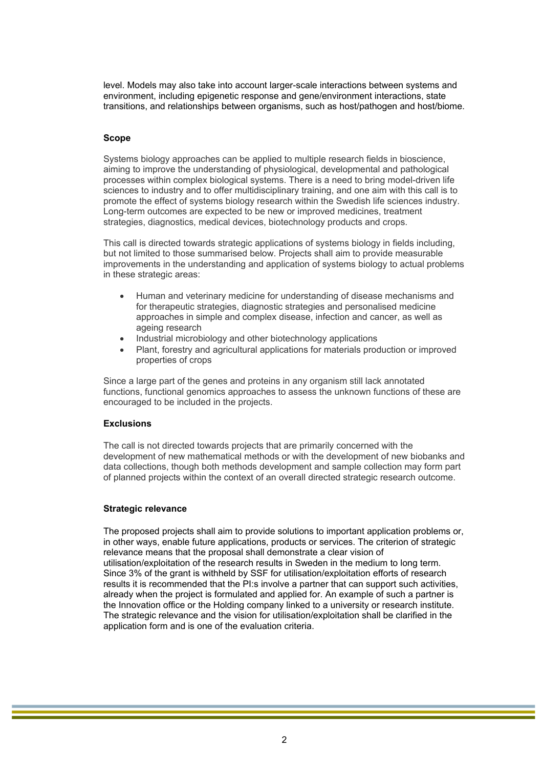level. Models may also take into account larger-scale interactions between systems and environment, including epigenetic response and gene/environment interactions, state transitions, and relationships between organisms, such as host/pathogen and host/biome.

**Scope**

Systems biology approaches can be applied to multiple research fields in bioscience, aiming to improve the understanding of physiological, developmental and pathological processes within complex biological systems. There is a need to bring model-driven life sciences to industry and to offer multidisciplinary training, and one aim with this call is to promote the effect of systems biology research within the Swedish life sciences industry. Long-term outcomes are expected to be new or improved medicines, treatment strategies, diagnostics, medical devices, biotechnology products and crops.

This call is directed towards strategic applications of systems biology in fields including, but not limited to those summarised below. Projects shall aim to provide measurable improvements in the understanding and application of systems biology to actual problems in these strategic areas:

- Human and veterinary medicine for understanding of disease mechanisms and for therapeutic strategies, diagnostic strategies and personalised medicine approaches in simple and complex disease, infection and cancer, as well as ageing research
- Industrial microbiology and other biotechnology applications
- Plant, forestry and agricultural applications for materials production or improved properties of crops

Since a large part of the genes and proteins in any organism still lack annotated functions, functional genomics approaches to assess the unknown functions of these are encouraged to be included in the projects.

**Exclusions**

The call is not directed towards projects that are primarily concerned with the development of new mathematical methods or with the development of new biobanks and data collections, though both methods development and sample collection may form part of planned projects within the context of an overall directed strategic research outcome.

**Strategic relevance**

The proposed projects shall aim to provide solutions to important application problems or, in other ways, enable future applications, products or services. The criterion of strategic relevance means that the proposal shall demonstrate a clear vision of utilisation/exploitation of the research results in Sweden in the medium to long term. Since 3% of the grant is withheld by SSF for utilisation/exploitation efforts of research results it is recommended that the PI:s involve a partner that can support such activities, already when the project is formulated and applied for. An example of such a partner is the Innovation office or the Holding company linked to a university or research institute. The strategic relevance and the vision for utilisation/exploitation shall be clarified in the application form and is one of the evaluation criteria.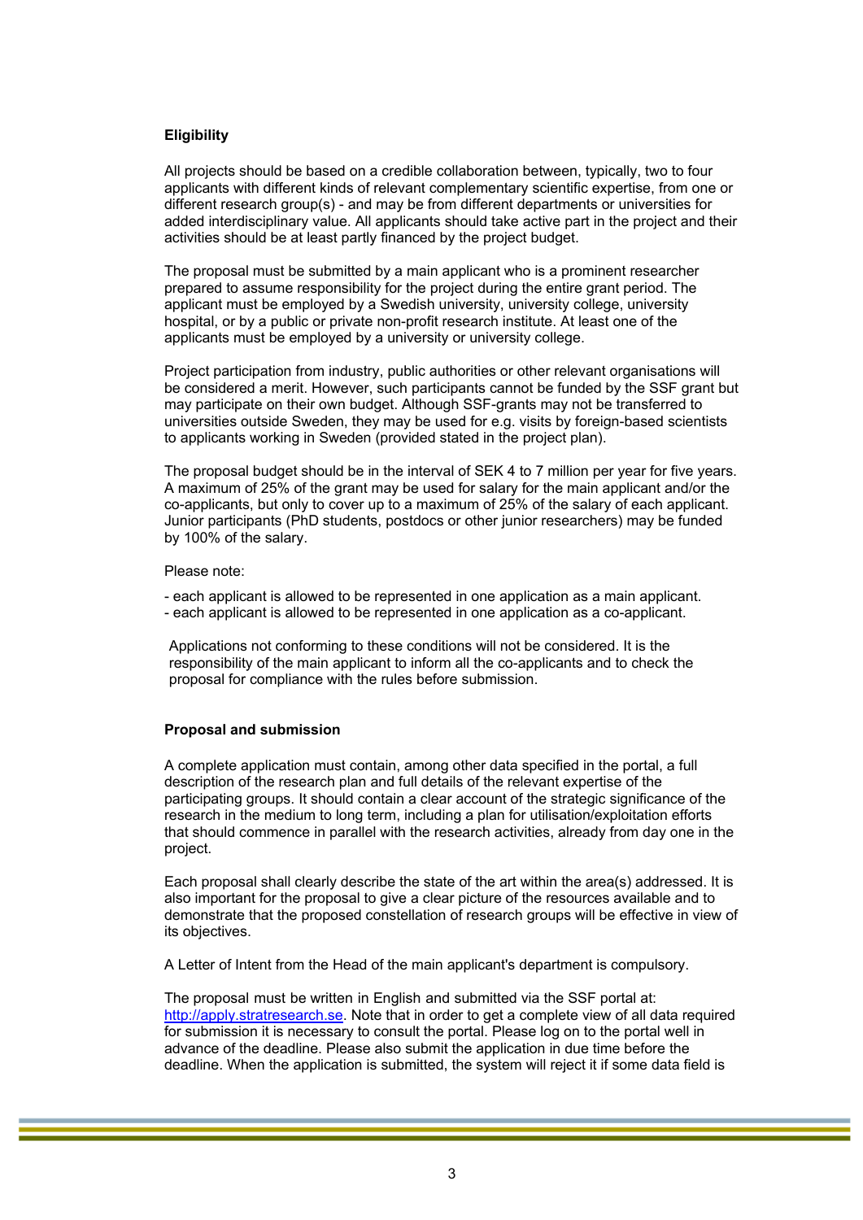**Eligibility**

All projects should be based on a credible collaboration between, typically, two to four applicants with different kinds of relevant complementary scientific expertise, from one or different research group(s) - and may be from different departments or universities for added interdisciplinary value. All applicants should take active part in the project and their activities should be at least partly financed by the project budget.

The proposal must be submitted by a main applicant who is a prominent researcher prepared to assume responsibility for the project during the entire grant period. The applicant must be employed by a Swedish university, university college, university hospital, or by a public or private non-profit research institute. At least one of the applicants must be employed by a university or university college.

Project participation from industry, public authorities or other relevant organisations will be considered a merit. However, such participants cannot be funded by the SSF grant but may participate on their own budget. Although SSF-grants may not be transferred to universities outside Sweden, they may be used for e.g. visits by foreign-based scientists to applicants working in Sweden (provided stated in the project plan).

The proposal budget should be in the interval of SEK 4 to 7 million per year for five years. A maximum of 25% of the grant may be used for salary for the main applicant and/or the co-applicants, but only to cover up to a maximum of 25% of the salary of each applicant. Junior participants (PhD students, postdocs or other junior researchers) may be funded by 100% of the salary.

Please note:

- each applicant is allowed to be represented in one application as a main applicant.
- each applicant is allowed to be represented in one application as a co-applicant.

Applications not conforming to these conditions will not be considered. It is the responsibility of the main applicant to inform all the co-applicants and to check the proposal for compliance with the rules before submission.

**Proposal and submission**

A complete application must contain, among other data specified in the portal, a full description of the research plan and full details of the relevant expertise of the participating groups. It should contain a clear account of the strategic significance of the research in the medium to long term, including a plan for utilisation/exploitation efforts that should commence in parallel with the research activities, already from day one in the project.

Each proposal shall clearly describe the state of the art within the area(s) addressed. It is also important for the proposal to give a clear picture of the resources available and to demonstrate that the proposed constellation of research groups will be effective in view of its objectives.

A Letter of Intent from the Head of the main applicant's department is compulsory.

The proposal must be written in English and submitted via the SSF portal at: http://apply.stratresearch.se. Note that in order to get a complete view of all data required for submission it is necessary to consult the portal. Please log on to the portal well in advance of the deadline. Please also submit the application in due time before the deadline. When the application is submitted, the system will reject it if some data field is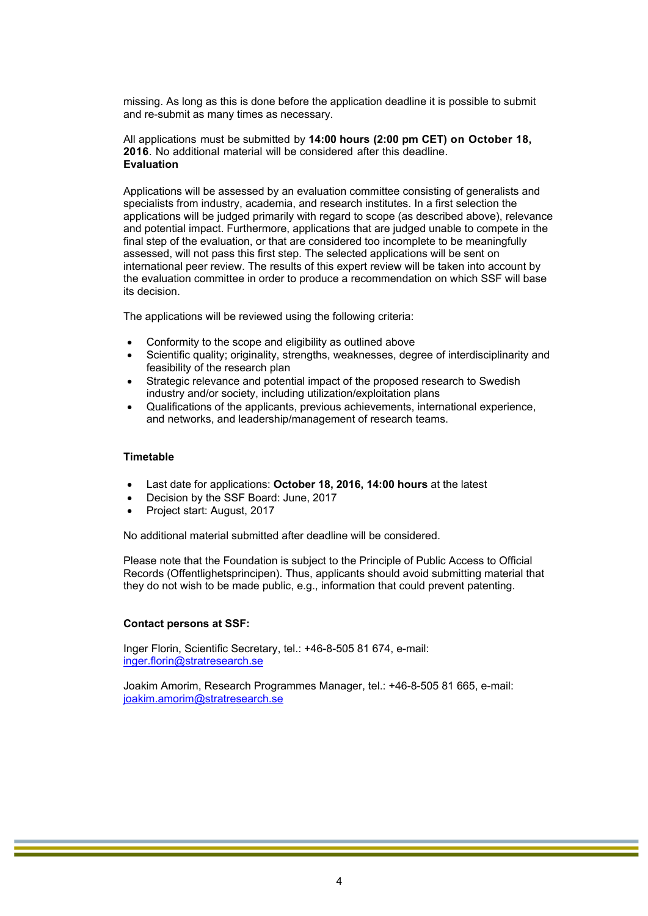missing. As long as this is done before the application deadline it is possible to submit and re-submit as many times as necessary.

All applications must be submitted by **14:00 hours (2:00 pm CET) on October 18, 2016**. No additional material will be considered after this deadline.

**Evaluation**

Applications will be assessed by an evaluation committee consisting of generalists and specialists from industry, academia, and research institutes. In a first selection the applications will be judged primarily with regard to scope (as described above), relevance and potential impact. Furthermore, applications that are judged unable to compete in the final step of the evaluation, or that are considered too incomplete to be meaningfully assessed, will not pass this first step. The selected applications will be sent on international peer review. The results of this expert review will be taken into account by the evaluation committee in order to produce a recommendation on which SSF will base its decision.

The applications will be reviewed using the following criteria:

- Conformity to the scope and eligibility as outlined above
- Scientific quality; originality, strengths, weaknesses, degree of interdisciplinarity and feasibility of the research plan
- Strategic relevance and potential impact of the proposed research to Swedish industry and/or society, including utilization/exploitation plans
- Qualifications of the applicants, previous achievements, international experience, and networks, and leadership/management of research teams.

**Timetable**

- Last date for applications: **October 18, 2016, 14:00 hours** at the latest
- Decision by the SSF Board: June, 2017
- Project start: August, 2017

No additional material submitted after deadline will be considered.

Please note that the Foundation is subject to the Principle of Public Access to Official Records (Offentlighetsprincipen). Thus, applicants should avoid submitting material that they do not wish to be made public, e.g., information that could prevent patenting.

**Contact persons at SSF:**

Inger Florin, Scientific Secretary, tel.: +46-8-505 81 674, e-mail: inger.florin@stratresearch.se

Joakim Amorim, Research Programmes Manager, tel.: +46-8-505 81 665, e-mail: joakim.amorim@stratresearch.se